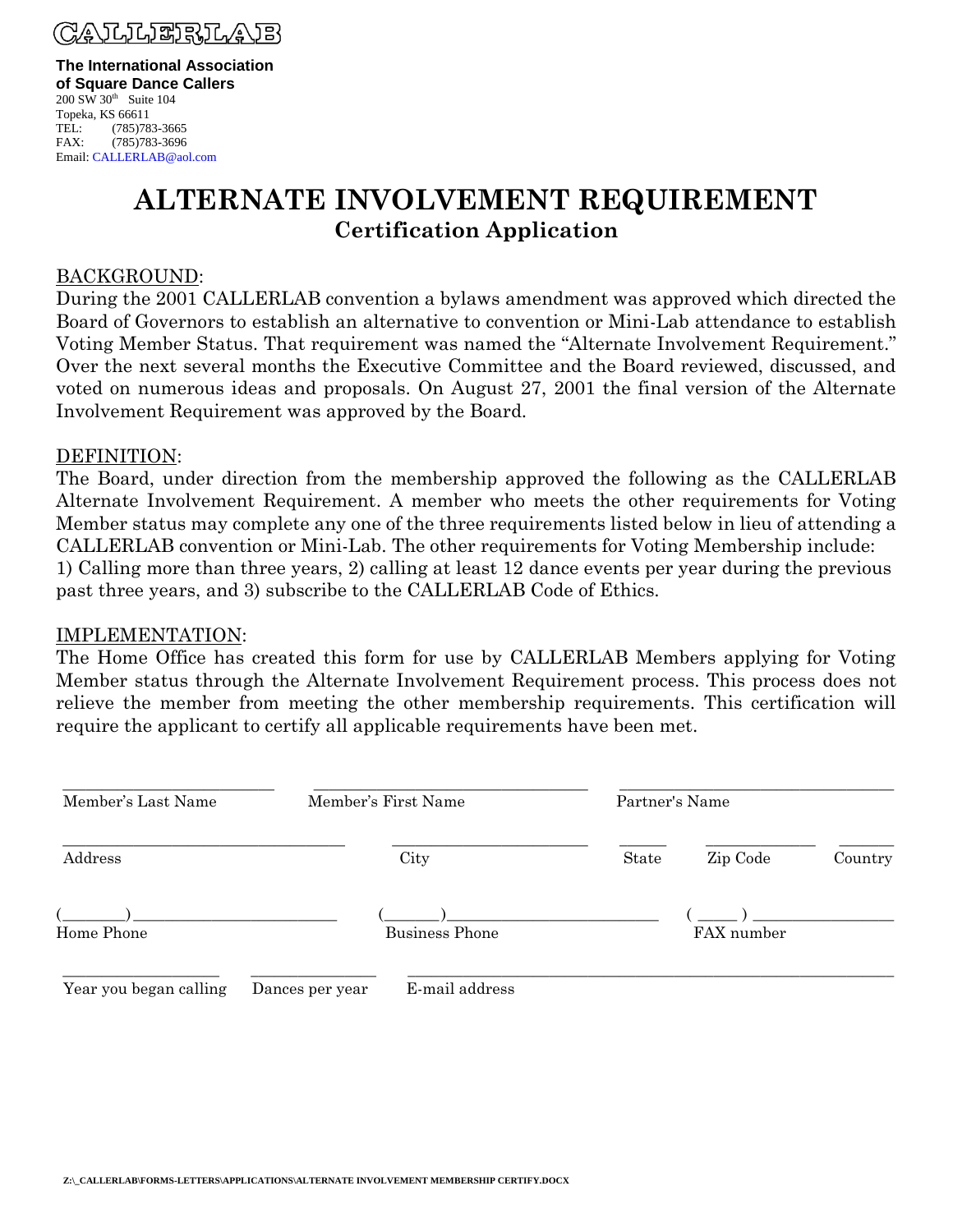CALLERLAB

**The International Association of Square Dance Callers**
200 SW 30th Suite 104
Topeka, KS 66611
TEL: (785)783-3665
FAX: (785)783-3696
Email: CALLERLAB@aol.com

# ALTERNATE INVOLVEMENT REQUIREMENT

## Certification Application

BACKGROUND:
During the 2001 CALLERLAB convention a bylaws amendment was approved which directed the Board of Governors to establish an alternative to convention or Mini-Lab attendance to establish Voting Member Status. That requirement was named the "Alternate Involvement Requirement." Over the next several months the Executive Committee and the Board reviewed, discussed, and voted on numerous ideas and proposals. On August 27, 2001 the final version of the Alternate Involvement Requirement was approved by the Board.

DEFINITION:
The Board, under direction from the membership approved the following as the CALLERLAB Alternate Involvement Requirement. A member who meets the other requirements for Voting Member status may complete any one of the three requirements listed below in lieu of attending a CALLERLAB convention or Mini-Lab. The other requirements for Voting Membership include: 1) Calling more than three years, 2) calling at least 12 dance events per year during the previous past three years, and 3) subscribe to the CALLERLAB Code of Ethics.

IMPLEMENTATION:
The Home Office has created this form for use by CALLERLAB Members applying for Voting Member status through the Alternate Involvement Requirement process. This process does not relieve the member from meeting the other membership requirements. This certification will require the applicant to certify all applicable requirements have been met.

\_\_\_\_\_\_\_\_\_\_\_\_\_\_\_\_\_\_\_\_ \_\_\_\_\_\_\_\_\_\_\_\_\_\_\_\_\_\_\_\_ \_\_\_\_\_\_\_\_\_\_\_\_\_\_\_\_\_\_\_\_
Member's Last Name | Member's First Name | Partner's Name

\_\_\_\_\_\_\_\_\_\_\_\_\_\_\_\_\_\_\_\_ \_\_\_\_\_\_\_\_\_\_\_\_ \_\_\_\_ \_\_\_\_\_\_\_\_ \_\_\_\_\_\_
Address | City | State | Zip Code | Country

(\_\_\_\_\_)\_\_\_\_\_\_\_\_\_\_\_\_\_\_ (\_\_\_\_\_)\_\_\_\_\_\_\_\_\_\_\_\_\_\_ (\_\_\_\_\_)\_\_\_\_\_\_\_\_\_\_\_\_
Home Phone | Business Phone | FAX number

\_\_\_\_\_\_\_\_\_\_\_\_ \_\_\_\_\_\_\_\_\_\_ \_\_\_\_\_\_\_\_\_\_\_\_\_\_\_\_\_\_\_\_\_\_\_\_\_\_\_\_
Year you began calling | Dances per year | E-mail address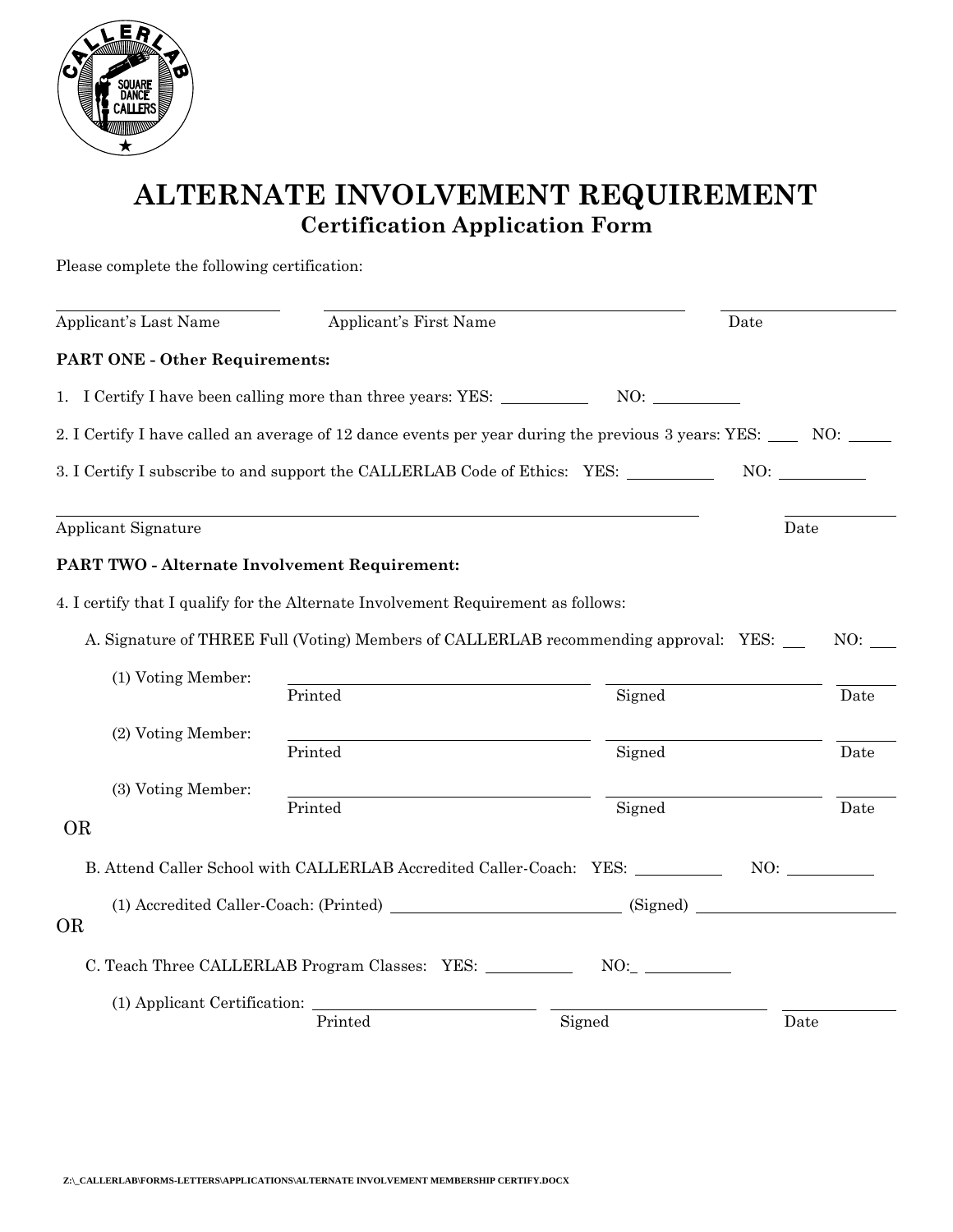# ALTERNATE INVOLVEMENT REQUIREMENT

## Certification Application Form

Please complete the following certification:

______________________ ______________________ ______________________

Applicant's Last Name Applicant's First Name Date

**PART ONE - Other Requirements:**

1. I Certify I have been calling more than three years: YES: __________ NO: __________

2. I Certify I have called an average of 12 dance events per year during the previous 3 years: YES: ____ NO: _____

3. I Certify I subscribe to and support the CALLERLAB Code of Ethics: YES: __________ NO: __________

______________________________________________ ______________

Applicant Signature Date

**PART TWO - Alternate Involvement Requirement:**

4. I certify that I qualify for the Alternate Involvement Requirement as follows:

   A. Signature of THREE Full (Voting) Members of CALLERLAB recommending approval: YES: ___ NO: ___

      (1) Voting Member: ______________________ ______________________ __________
      Printed Signed Date

      (2) Voting Member: ______________________ ______________________ __________
      Printed Signed Date

      (3) Voting Member: ______________________ ______________________ __________
      Printed Signed Date

OR

   B. Attend Caller School with CALLERLAB Accredited Caller-Coach: YES: __________ NO: __________

      (1) Accredited Caller-Coach: (Printed) ______________________ (Signed) ______________________

OR

   C. Teach Three CALLERLAB Program Classes: YES: __________ NO:_ __________

      (1) Applicant Certification: ______________________ ______________________ __________
      Printed Signed Date